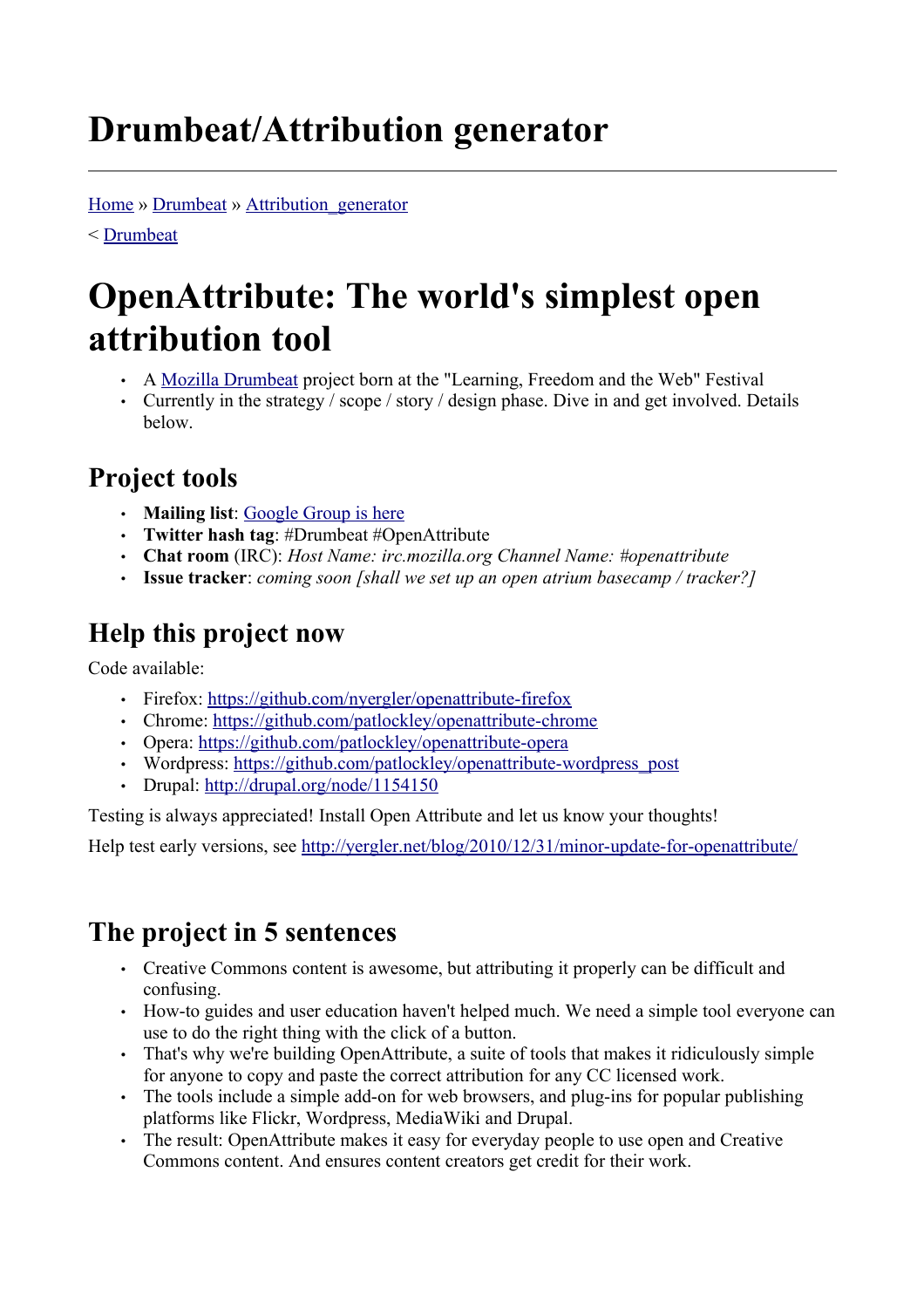# Drumbeat/Attribution generator

[Home](#) » [Drumbeat](#) » [Attribution_generator](#)

< [Drumbeat](#)

# OpenAttribute: The world's simplest open attribution tool

- A [Mozilla Drumbeat](#) project born at the "Learning, Freedom and the Web" Festival
- Currently in the strategy / scope / story / design phase. Dive in and get involved. Details below.

## Project tools

- **Mailing list**: [Google Group is here](#)
- **Twitter hash tag**: #Drumbeat #OpenAttribute
- **Chat room** (IRC): *Host Name: irc.mozilla.org Channel Name: #openattribute*
- **Issue tracker**: *coming soon [shall we set up an open atrium basecamp / tracker?]*

## Help this project now

Code available:

- Firefox: [https://github.com/nyergler/openattribute-firefox](https://github.com/nyergler/openattribute-firefox)
- Chrome: [https://github.com/patlockley/openattribute-chrome](https://github.com/patlockley/openattribute-chrome)
- Opera: [https://github.com/patlockley/openattribute-opera](https://github.com/patlockley/openattribute-opera)
- Wordpress: [https://github.com/patlockley/openattribute-wordpress_post](https://github.com/patlockley/openattribute-wordpress_post)
- Drupal: [http://drupal.org/node/1154150](http://drupal.org/node/1154150)

Testing is always appreciated! Install Open Attribute and let us know your thoughts!

Help test early versions, see [http://yergler.net/blog/2010/12/31/minor-update-for-openattribute/](http://yergler.net/blog/2010/12/31/minor-update-for-openattribute/)

## The project in 5 sentences

- Creative Commons content is awesome, but attributing it properly can be difficult and confusing.
- How-to guides and user education haven't helped much. We need a simple tool everyone can use to do the right thing with the click of a button.
- That's why we're building OpenAttribute, a suite of tools that makes it ridiculously simple for anyone to copy and paste the correct attribution for any CC licensed work.
- The tools include a simple add-on for web browsers, and plug-ins for popular publishing platforms like Flickr, Wordpress, MediaWiki and Drupal.
- The result: OpenAttribute makes it easy for everyday people to use open and Creative Commons content. And ensures content creators get credit for their work.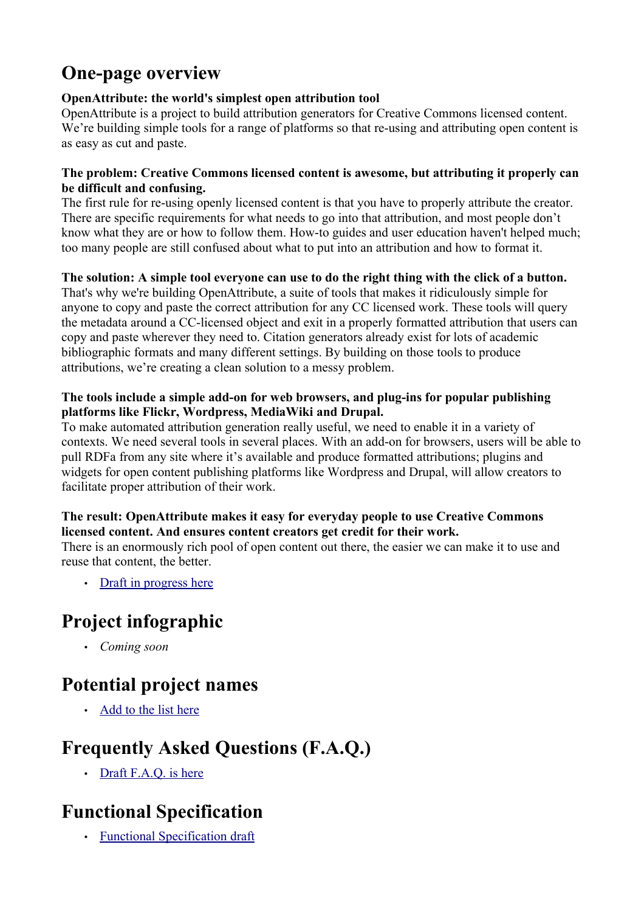## One-page overview

**OpenAttribute: the world's simplest open attribution tool**
OpenAttribute is a project to build attribution generators for Creative Commons licensed content. We're building simple tools for a range of platforms so that re-using and attributing open content is as easy as cut and paste.

**The problem: Creative Commons licensed content is awesome, but attributing it properly can be difficult and confusing.**
The first rule for re-using openly licensed content is that you have to properly attribute the creator. There are specific requirements for what needs to go into that attribution, and most people don't know what they are or how to follow them. How-to guides and user education haven't helped much; too many people are still confused about what to put into an attribution and how to format it.

**The solution: A simple tool everyone can use to do the right thing with the click of a button.**
That's why we're building OpenAttribute, a suite of tools that makes it ridiculously simple for anyone to copy and paste the correct attribution for any CC licensed work. These tools will query the metadata around a CC-licensed object and exit in a properly formatted attribution that users can copy and paste wherever they need to. Citation generators already exist for lots of academic bibliographic formats and many different settings. By building on those tools to produce attributions, we're creating a clean solution to a messy problem.

**The tools include a simple add-on for web browsers, and plug-ins for popular publishing platforms like Flickr, Wordpress, MediaWiki and Drupal.**
To make automated attribution generation really useful, we need to enable it in a variety of contexts. We need several tools in several places. With an add-on for browsers, users will be able to pull RDFa from any site where it's available and produce formatted attributions; plugins and widgets for open content publishing platforms like Wordpress and Drupal, will allow creators to facilitate proper attribution of their work.

**The result: OpenAttribute makes it easy for everyday people to use Creative Commons licensed content. And ensures content creators get credit for their work.**
There is an enormously rich pool of open content out there, the easier we can make it to use and reuse that content, the better.

- Draft in progress here

## Project infographic

- *Coming soon*

## Potential project names

- Add to the list here

## Frequently Asked Questions (F.A.Q.)

- Draft F.A.Q. is here

## Functional Specification

- Functional Specification draft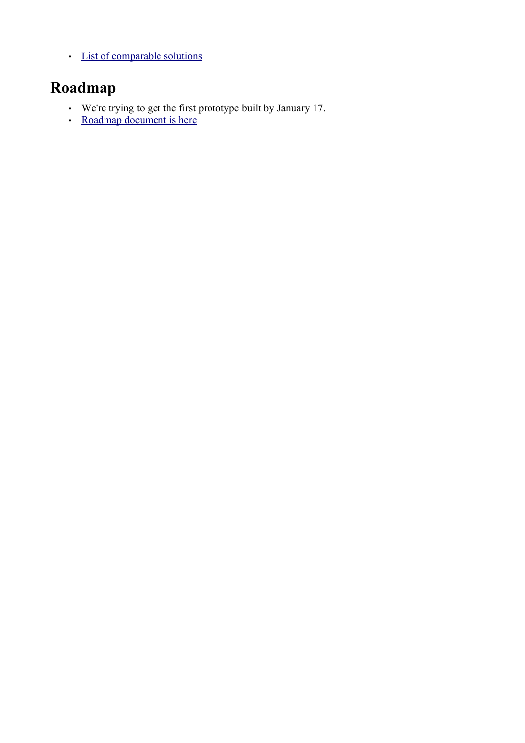- List of comparable solutions

## Roadmap

- We're trying to get the first prototype built by January 17.
- Roadmap document is here